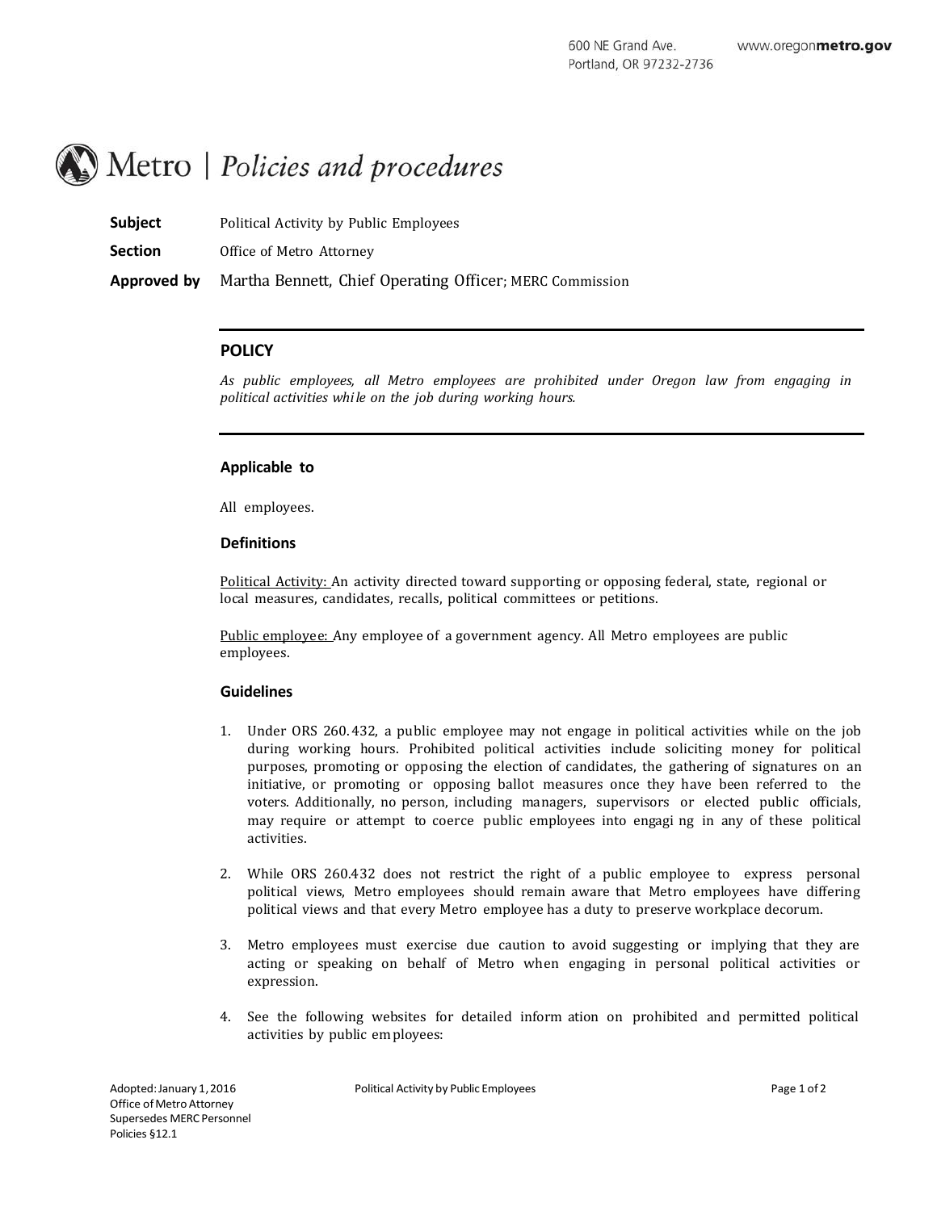600 NE Grand Ave.
Portland, OR 97232-2736

www.oregonmetro.gov

# Metro | *Policies and procedures*

**Subject** Political Activity by Public Employees

**Section** Office of Metro Attorney

**Approved by** Martha Bennett, Chief Operating Officer; MERC Commission

## POLICY

*As public employees, all Metro employees are prohibited under Oregon law from engaging in political activities while on the job during working hours.*

### Applicable to

All employees.

### Definitions

<u>Political Activity:</u> An activity directed toward supporting or opposing federal, state, regional or local measures, candidates, recalls, political committees or petitions.

<u>Public employee:</u> Any employee of a government agency. All Metro employees are public employees.

### Guidelines

1. Under ORS 260.432, a public employee may not engage in political activities while on the job during working hours. Prohibited political activities include soliciting money for political purposes, promoting or opposing the election of candidates, the gathering of signatures on an initiative, or promoting or opposing ballot measures once they have been referred to the voters. Additionally, no person, including managers, supervisors or elected public officials, may require or attempt to coerce public employees into engaging in any of these political activities.

2. While ORS 260.432 does not restrict the right of a public employee to express personal political views, Metro employees should remain aware that Metro employees have differing political views and that every Metro employee has a duty to preserve workplace decorum.

3. Metro employees must exercise due caution to avoid suggesting or implying that they are acting or speaking on behalf of Metro when engaging in personal political activities or expression.

4. See the following websites for detailed information on prohibited and permitted political activities by public employees:

Adopted: January 1, 2016
Office of Metro Attorney
Supersedes MERC Personnel Policies §12.1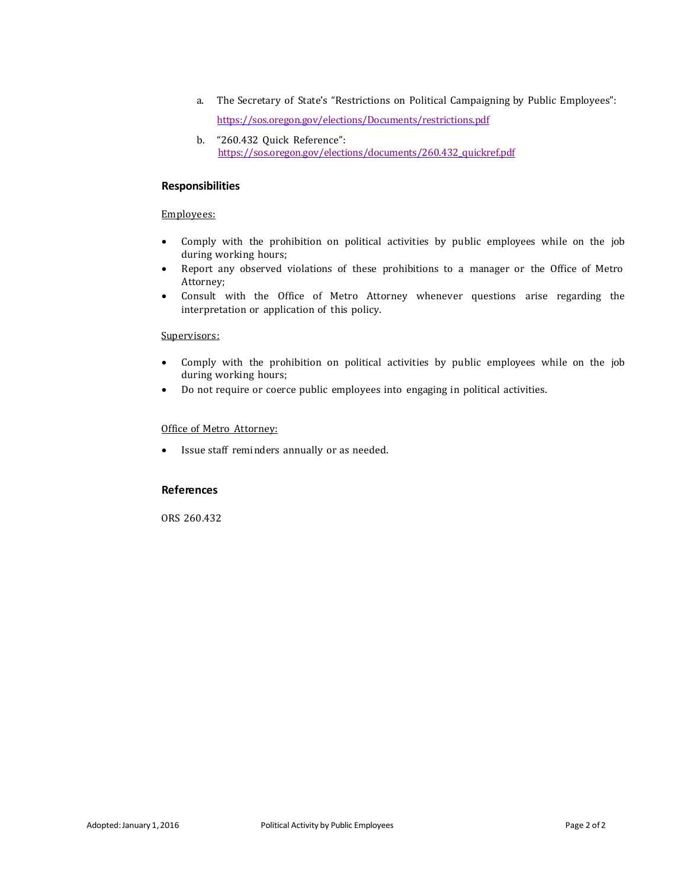a. The Secretary of State's "Restrictions on Political Campaigning by Public Employees": https://sos.oregon.gov/elections/Documents/restrictions.pdf

b. "260.432 Quick Reference": https://sos.oregon.gov/elections/documents/260.432_quickref.pdf

## Responsibilities

Employees:

- Comply with the prohibition on political activities by public employees while on the job during working hours;
- Report any observed violations of these prohibitions to a manager or the Office of Metro Attorney;
- Consult with the Office of Metro Attorney whenever questions arise regarding the interpretation or application of this policy.

Supervisors:

- Comply with the prohibition on political activities by public employees while on the job during working hours;
- Do not require or coerce public employees into engaging in political activities.

Office of Metro Attorney:

- Issue staff reminders annually or as needed.

## References

ORS 260.432